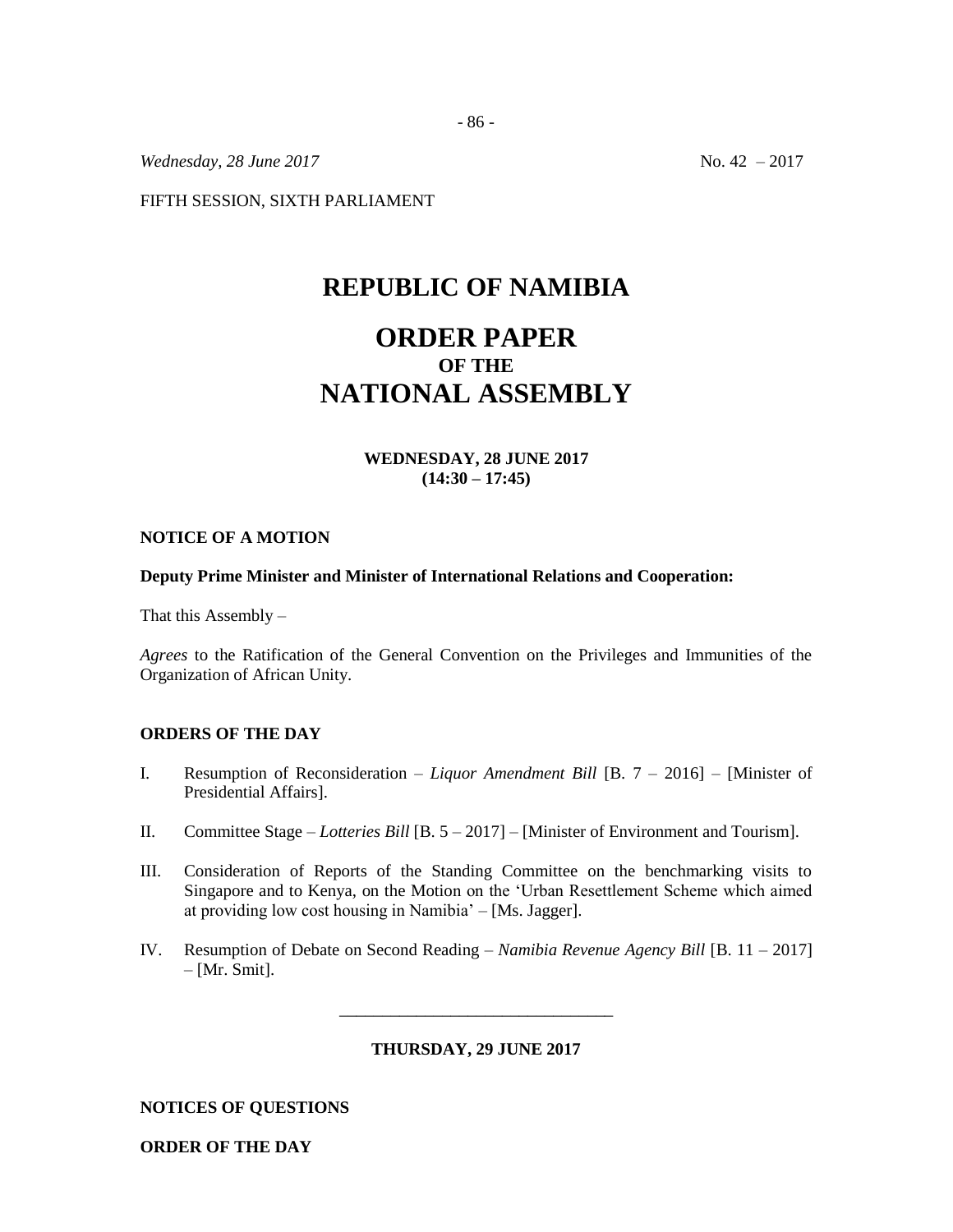*Wednesday, 28 June 2017* No. 42 – 2017

FIFTH SESSION, SIXTH PARLIAMENT

# REPUBLIC OF NAMIBIA

# ORDER PAPER
## OF THE
# NATIONAL ASSEMBLY

**WEDNESDAY, 28 JUNE 2017**
**(14:30 – 17:45)**

**NOTICE OF A MOTION**

**Deputy Prime Minister and Minister of International Relations and Cooperation:**

That this Assembly –

*Agrees* to the Ratification of the General Convention on the Privileges and Immunities of the Organization of African Unity.

**ORDERS OF THE DAY**

I. Resumption of Reconsideration – *Liquor Amendment Bill* [B. 7 – 2016] – [Minister of Presidential Affairs].

II. Committee Stage – *Lotteries Bill* [B. 5 – 2017] – [Minister of Environment and Tourism].

III. Consideration of Reports of the Standing Committee on the benchmarking visits to Singapore and to Kenya, on the Motion on the 'Urban Resettlement Scheme which aimed at providing low cost housing in Namibia' – [Ms. Jagger].

IV. Resumption of Debate on Second Reading – *Namibia Revenue Agency Bill* [B. 11 – 2017] – [Mr. Smit].

---

**THURSDAY, 29 JUNE 2017**

**NOTICES OF QUESTIONS**

**ORDER OF THE DAY**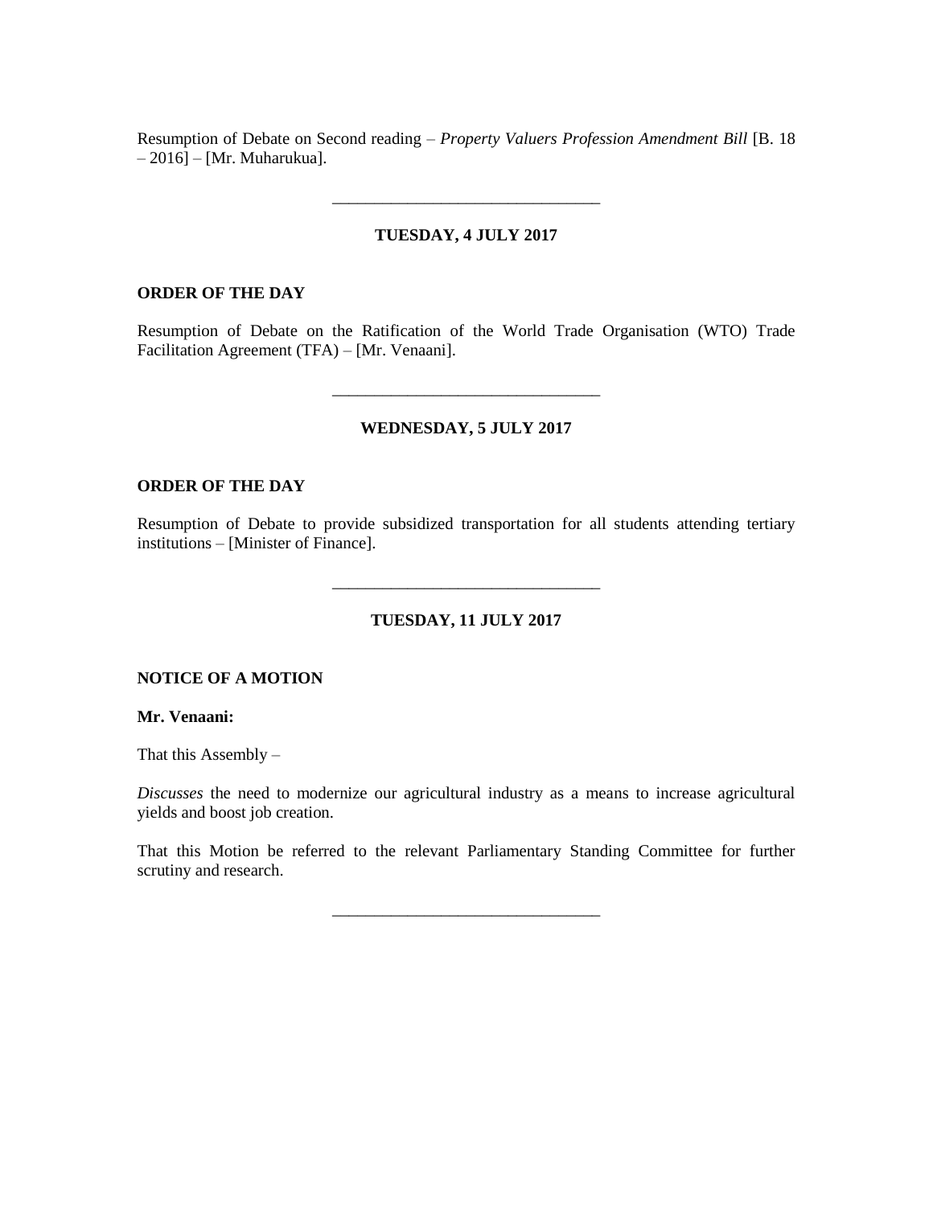Resumption of Debate on Second reading – *Property Valuers Profession Amendment Bill* [B. 18 – 2016] – [Mr. Muharukua].

---

**TUESDAY, 4 JULY 2017**

**ORDER OF THE DAY**

Resumption of Debate on the Ratification of the World Trade Organisation (WTO) Trade Facilitation Agreement (TFA) – [Mr. Venaani].

---

**WEDNESDAY, 5 JULY 2017**

**ORDER OF THE DAY**

Resumption of Debate to provide subsidized transportation for all students attending tertiary institutions – [Minister of Finance].

---

**TUESDAY, 11 JULY 2017**

**NOTICE OF A MOTION**

**Mr. Venaani:**

That this Assembly –

*Discusses* the need to modernize our agricultural industry as a means to increase agricultural yields and boost job creation.

That this Motion be referred to the relevant Parliamentary Standing Committee for further scrutiny and research.

---